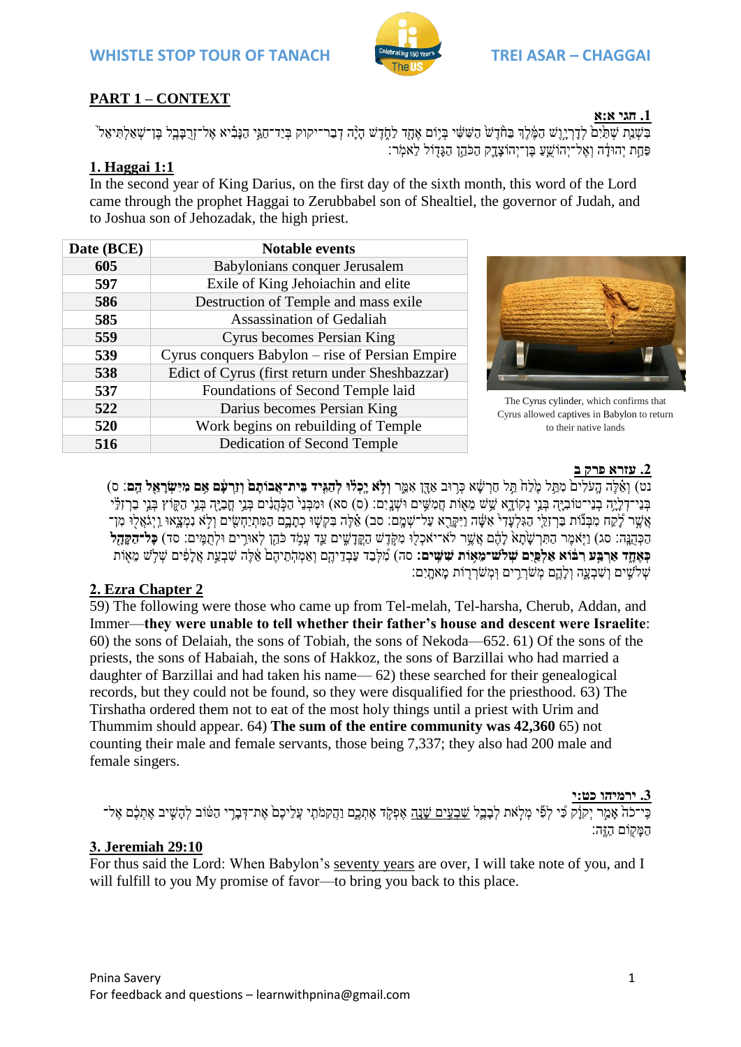## PART 1 – CONTEXT

**1. חגי א:א**

בִּשְׁנַ֤ת שְׁתַּ֙יִם֙ לְדָרְיָ֣וֶשׁ הַמֶּ֔לֶךְ בַּחֹ֙דֶשׁ֙ הַשִּׁשִּׁ֔י בְּי֥וֹם אֶחָ֖ד לַחֹ֑דֶשׁ הָיָ֨ה דְבַר־יְהֹוָ֜ה בְּיַד־חַגַּ֣י הַנָּבִ֗יא אֶל־זְרֻבָּבֶ֤ל בֶּן־שְׁאַלְתִּיאֵל֙ פַּחַ֣ת יְהוּדָ֔ה וְאֶל־יְהוֹשֻׁ֧עַ בֶּן־יְהוֹצָדָ֛ק הַכֹּהֵ֥ן הַגָּד֖וֹל לֵאמֹֽר׃

**1. Haggai 1:1**

In the second year of King Darius, on the first day of the sixth month, this word of the Lord came through the prophet Haggai to Zerubbabel son of Shealtiel, the governor of Judah, and to Joshua son of Jehozadak, the high priest.

| Date (BCE) | Notable events |
|---|---|
| 605 | Babylonians conquer Jerusalem |
| 597 | Exile of King Jehoiachin and elite |
| 586 | Destruction of Temple and mass exile |
| 585 | Assassination of Gedaliah |
| 559 | Cyrus becomes Persian King |
| 539 | Cyrus conquers Babylon – rise of Persian Empire |
| 538 | Edict of Cyrus (first return under Sheshbazzar) |
| 537 | Foundations of Second Temple laid |
| 522 | Darius becomes Persian King |
| 520 | Work begins on rebuilding of Temple |
| 516 | Dedication of Second Temple |

The Cyrus cylinder, which confirms that Cyrus allowed captives in Babylon to return to their native lands

**2. עזרא פרק ב**

נט) וְאֵ֣לֶּה הָֽעֹלִ֗ים מִתֵּ֥ל מֶ֙לַח֙ תֵּ֣ל חַרְשָׁ֔א כְּר֥וּב אַדָּ֖ן אִמֵּ֑ר **וְלֹ֣א יָֽכְל֗וּ לְהַגִּ֤יד בֵּית־אֲבוֹתָם֙ וְזַרְעָ֔ם אִ֥ם מִיִּשְׂרָאֵ֖ל הֵֽם**: ס) בְּנֵי־דְלָיָ֥ה בְנֵי־טוֹבִיָּ֖ה בְּנֵ֣י נְקוֹדָ֑א שֵׁ֥שׁ מֵא֖וֹת חֲמִשִּׁ֥ים וּשְׁנָֽיִם: (ס) סא) וּמִבְּנֵי֙ הַכֹּ֣הֲנִ֔ים בְּנֵ֥י חֳבַיָּ֖ה בְּנֵ֣י הַקּ֑וֹץ בְּנֵ֣י בַרְזִלַּ֗י אֲשֶׁ֨ר לָקַ֜ח מִבְּנ֨וֹת בַּרְזִלַּ֤י הַגִּלְעָדִי֙ אִשָּׁ֔ה וַיִּקָּרֵ֖א עַל־שְׁמָֽם: סב) אֵ֗לֶּה בִּקְשׁ֛וּ כְתָבָ֥ם הַמִּתְיַחְשִׂ֖ים וְלֹ֣א נִמְצָ֑אוּ וַיְגֹֽאֲל֖וּ מִן־הַכְּהֻנָּֽה: סג) וַיֹּ֤אמֶר הַתִּרְשָׁ֙תָא֙ לָהֶ֔ם אֲשֶׁ֥ר לֹא־יֹאכְל֖וּ מִקֹּ֣דֶשׁ הַקֳּדָשִׁ֑ים עַ֛ד עֲמֹ֥ד כֹּהֵ֖ן לְאוּרִ֥ים וּלְתֻמִּֽים: סד) **כָּל־הַקָּהָ֖ל כְּאֶחָ֑ד אַרְבַּ֣ע רִבּ֔וֹא אַלְפַּ֖יִם שְׁלֹשׁ־מֵא֥וֹת שִׁשִּֽׁים**: סה) מִלְּבַ֗ד עַבְדֵיהֶם֙ וְאַמְהֹ֣תֵיהֶ֔ם אֵ֕לֶּה שִׁבְעַ֣ת אֲלָפִ֔ים שְׁלֹ֥שׁ מֵא֖וֹת שְׁלֹשִׁ֣ים וְשִׁבְעָ֑ה וְלָהֶ֛ם מְשֹׁרְרִ֥ים וּמְשֹׁרְר֖וֹת מָאתָֽיִם:

**2. Ezra Chapter 2**

59) The following were those who came up from Tel-melah, Tel-harsha, Cherub, Addan, and Immer—**they were unable to tell whether their father's house and descent were Israelite**: 60) the sons of Delaiah, the sons of Tobiah, the sons of Nekoda—652. 61) Of the sons of the priests, the sons of Habaiah, the sons of Hakkoz, the sons of Barzillai who had married a daughter of Barzillai and had taken his name— 62) these searched for their genealogical records, but they could not be found, so they were disqualified for the priesthood. 63) The Tirshatha ordered them not to eat of the most holy things until a priest with Urim and Thummim should appear. 64) **The sum of the entire community was 42,360** 65) not counting their male and female servants, those being 7,337; they also had 200 male and female singers.

**3. ירמיהו כט:י**

כִּי־כֹה֙ אָמַ֣ר יְהֹוָ֔ה כִּ֠י לְפִ֨י מְלֹ֧את לְבָבֶ֛ל <u>שִׁבְעִ֥ים שָׁנָ֖ה</u> אֶפְקֹ֣ד אֶתְכֶ֑ם וַהֲקִמֹתִ֨י עֲלֵיכֶ֜ם אֶת־דְּבָרִ֣י הַטּ֗וֹב לְהָשִׁ֛יב אֶתְכֶ֖ם אֶל־הַמָּק֥וֹם הַזֶּֽה:

**3. Jeremiah 29:10**

For thus said the Lord: When Babylon's <u>seventy years</u> are over, I will take note of you, and I will fulfill to you My promise of favor—to bring you back to this place.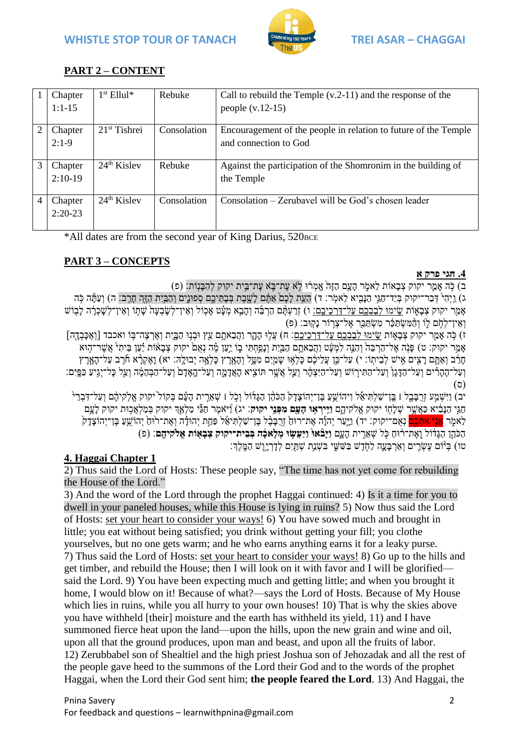## PART 2 – CONTENT

| | | | | |
|---|---|---|---|---|
| 1 | Chapter 1:1-15 | 1st Ellul* | Rebuke | Call to rebuild the Temple (v.2-11) and the response of the people (v.12-15) |
| 2 | Chapter 2:1-9 | 21st Tishrei | Consolation | Encouragement of the people in relation to future of the Temple and connection to God |
| 3 | Chapter 2:10-19 | 24th Kislev | Rebuke | Against the participation of the Shomronim in the building of the Temple |
| 4 | Chapter 2:20-23 | 24th Kislev | Consolation | Consolation – Zerubavel will be God's chosen leader |

*All dates are from the second year of King Darius, 520BCE

## PART 3 – CONCEPTS

**4. חגי פרק א**

ב) כֹּה אָמַר יקוק צְבָאוֹת לֵאמֹר הָעָם הַזֶּה אָמְרוּ לֹא עֶת־בֹּא עֶת־בֵּית יקוק לְהִבָּנוֹת: (פ)
ג) וַיְהִי דְּבַר־יקוק בְּיַד־חַגַּי הַנָּבִיא לֵאמֹר: ד) הַעֵת לָכֶם אַתֶּם לָשֶׁבֶת בְּבָתֵּיכֶם סְפוּנִים וְהַבַּיִת הַזֶּה חָרֵב: ה) וְעַתָּה כֹּה אָמַר יקוק צְבָאוֹת שִׂימוּ לְבַבְכֶם עַל־דַּרְכֵיכֶם: ו) זְרַעְתֶּם הַרְבֵּה וְהָבֵא מְעָט אָכוֹל וְאֵין־לְשָׂבְעָה שָׁתוֹ וְאֵין־לְשָׁכְרָה לָבוֹשׁ וְאֵין־לְחֹם לוֹ וְהַמִּשְׂתַּכֵּר מִשְׂתַּכֵּר אֶל־צְרוֹר נָקוּב: (פ)
ז) כֹּה אָמַר יקוק צְבָאוֹת שִׂימוּ לְבַבְכֶם עַל־דַּרְכֵיכֶם: ח) עֲלוּ הָהָר וַהֲבֵאתֶם עֵץ וּבְנוּ הַבָּיִת וְאֶרְצֶה־בּוֹ ואכבד [וְאֶכָּבְדָה] אָמַר יקוק: ט) פָּנֹה אֶל־הַרְבֵּה וְהִנֵּה לִמְעָט וַהֲבֵאתֶם הַבַּיִת וְנָפַחְתִּי בוֹ יַעַן מֶה נְאֻם יקוק צְבָאוֹת יַעַן בֵּיתִי אֲשֶׁר־הוּא חָרֵב וְאַתֶּם רָצִים אִישׁ לְבֵיתוֹ: י) עַל־כֵּן עֲלֵיכֶם כָּלְאוּ שָׁמַיִם מִטָּל וְהָאָרֶץ כָּלְאָה יְבוּלָהּ: יא) וָאֶקְרָא חֹרֶב עַל־הָאָרֶץ וְעַל־הֶהָרִים וְעַל־הַדָּגָן וְעַל־הַתִּירוֹשׁ וְעַל־הַיִּצְהָר וְעַל אֲשֶׁר תּוֹצִיא הָאֲדָמָה וְעַל־הָאָדָם וְעַל־הַבְּהֵמָה וְעַל כָּל־יְגִיעַ כַּפָּיִם: (ס)
יב) וַיִּשְׁמַע זְרֻבָּבֶל ׀ בֶּן־שַׁלְתִּיאֵל וִיהוֹשֻׁעַ בֶּן־יְהוֹצָדָק הַכֹּהֵן הַגָּדוֹל וְכֹל ׀ שְׁאֵרִית הָעָם בְּקוֹל יקוק אֱלֹקֵיהֶם וְעַל־דִּבְרֵי חַגַּי הַנָּבִיא כַּאֲשֶׁר שְׁלָחוֹ יקוק אֱלֹקֵיהֶם **וַיִּירְאוּ הָעָם מִפְּנֵי יקוק**: יג) וַיֹּאמֶר חַגַּי מַלְאַךְ יקוק בְּמַלְאֲכוּת יקוק לָעָם לֵאמֹר אֲנִי אִתְּכֶם נְאֻם־יקוק: יד) וַיָּעַר יְהוָה אֶת־רוּחַ זְרֻבָּבֶל בֶּן־שַׁלְתִּיאֵל פַּחַת יְהוּדָה וְאֶת־רוּחַ יְהוֹשֻׁעַ בֶּן־יְהוֹצָדָק הַכֹּהֵן הַגָּדוֹל וְאֶת־רוּחַ כֹּל שְׁאֵרִית הָעָם **וַיָּבֹאוּ וַיַּעֲשׂוּ מְלָאכָה בְּבֵית־יקוק צְבָאוֹת אֱלֹקֵיהֶם**: (פ)
טו) בְּיוֹם עֶשְׂרִים וְאַרְבָּעָה לַחֹדֶשׁ בַּשִּׁשִּׁי בִּשְׁנַת שְׁתַּיִם לְדָרְיָוֶשׁ הַמֶּלֶךְ:

**4. Haggai Chapter 1**

2) Thus said the Lord of Hosts: These people say, "The time has not yet come for rebuilding the House of the Lord."
3) And the word of the Lord through the prophet Haggai continued: 4) Is it a time for you to dwell in your paneled houses, while this House is lying in ruins? 5) Now thus said the Lord of Hosts: set your heart to consider your ways! 6) You have sowed much and brought in little; you eat without being satisfied; you drink without getting your fill; you clothe yourselves, but no one gets warm; and he who earns anything earns it for a leaky purse.
7) Thus said the Lord of Hosts: set your heart to consider your ways! 8) Go up to the hills and get timber, and rebuild the House; then I will look on it with favor and I will be glorified—said the Lord. 9) You have been expecting much and getting little; and when you brought it home, I would blow on it! Because of what?—says the Lord of Hosts. Because of My House which lies in ruins, while you all hurry to your own houses! 10) That is why the skies above you have withheld [their] moisture and the earth has withheld its yield, 11) and I have summoned fierce heat upon the land—upon the hills, upon the new grain and wine and oil, upon all that the ground produces, upon man and beast, and upon all the fruits of labor.
12) Zerubbabel son of Shealtiel and the high priest Joshua son of Jehozadak and all the rest of the people gave heed to the summons of the Lord their God and to the words of the prophet Haggai, when the Lord their God sent him; **the people feared the Lord**. 13) And Haggai, the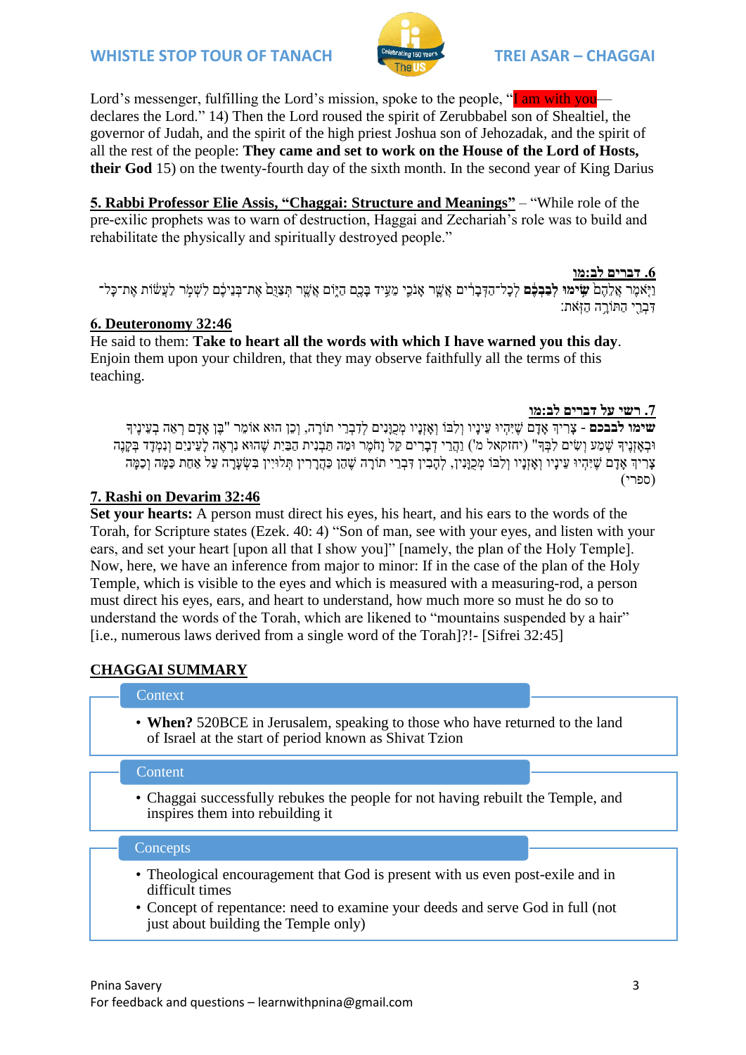Lord's messenger, fulfilling the Lord's mission, spoke to the people, "I am with you—declares the Lord." 14) Then the Lord roused the spirit of Zerubbabel son of Shealtiel, the governor of Judah, and the spirit of the high priest Joshua son of Jehozadak, and the spirit of all the rest of the people: **They came and set to work on the House of the Lord of Hosts, their God** 15) on the twenty-fourth day of the sixth month. In the second year of King Darius

**5. Rabbi Professor Elie Assis, "Chaggai: Structure and Meanings"** – "While role of the pre-exilic prophets was to warn of destruction, Haggai and Zechariah's role was to build and rehabilitate the physically and spiritually destroyed people."

**6. דברים לב:מו**

וַיֹּאמֶר אֲלֵהֶם֙ **שִׂ֣ימוּ לְבַבְכֶ֔ם** לְכָל־הַדְּבָרִ֔ים אֲשֶׁ֧ר אָנֹכִ֛י מֵעִ֥יד בָּכֶ֖ם הַיּ֑וֹם אֲשֶׁ֤ר תְּצַוֻּם֙ אֶת־בְּנֵיכֶ֔ם לִשְׁמֹ֣ר לַעֲשׂ֔וֹת אֶת־כָּל־דִּבְרֵ֖י הַתּוֹרָ֥ה הַזֹּֽאת׃

**6. Deuteronomy 32:46**

He said to them: **Take to heart all the words with which I have warned you this day**. Enjoin them upon your children, that they may observe faithfully all the terms of this teaching.

**7. רשי על דברים לב:מו**

**שימו לבבכם** - צָרִיךְ אָדָם שֶׁיִּהְיוּ עֵינָיו וְלִבּוֹ וְאָזְנָיו מְכֻוָּנִים לְדִבְרֵי תוֹרָה, וְכֵן הוּא אוֹמֵר "בֶּן אָדָם רְאֵה בְעֵינֶיךָ וּבְאָזְנֶיךָ שְׁמַע וְשִׂים לִבְּךָ" (יחזקאל מ') וַהֲרֵי דְבָרִים קַל וָחֹמֶר וּמַה תַּבְנִית הַבַּיִת שֶׁהוּא נִרְאֶה לָעֵינַיִם וְנִמְדָּד בְּקָנֶה צָרִיךְ אָדָם שֶׁיִּהְיוּ עֵינָיו וְאָזְנָיו וְלִבּוֹ מְכֻוָּנִין, לְהָבִין דִּבְרֵי תוֹרָה שֶׁהֵן כַּהֲרָרִין תְּלוּיִין בְּשַׂעֲרָה עַל אַחַת כַּמָּה וְכַמָּה (ספרי)

**7. Rashi on Devarim 32:46**

**Set your hearts:** A person must direct his eyes, his heart, and his ears to the words of the Torah, for Scripture states (Ezek. 40: 4) "Son of man, see with your eyes, and listen with your ears, and set your heart [upon all that I show you]" [namely, the plan of the Holy Temple]. Now, here, we have an inference from major to minor: If in the case of the plan of the Holy Temple, which is visible to the eyes and which is measured with a measuring-rod, a person must direct his eyes, ears, and heart to understand, how much more so must he do so to understand the words of the Torah, which are likened to "mountains suspended by a hair" [i.e., numerous laws derived from a single word of the Torah]?!- [Sifrei 32:45]

## CHAGGAI SUMMARY

**Context**

- **When?** 520BCE in Jerusalem, speaking to those who have returned to the land of Israel at the start of period known as Shivat Tzion

**Content**

- Chaggai successfully rebukes the people for not having rebuilt the Temple, and inspires them into rebuilding it

**Concepts**

- Theological encouragement that God is present with us even post-exile and in difficult times
- Concept of repentance: need to examine your deeds and serve God in full (not just about building the Temple only)

Pnina Savery
For feedback and questions – learnwithpnina@gmail.com